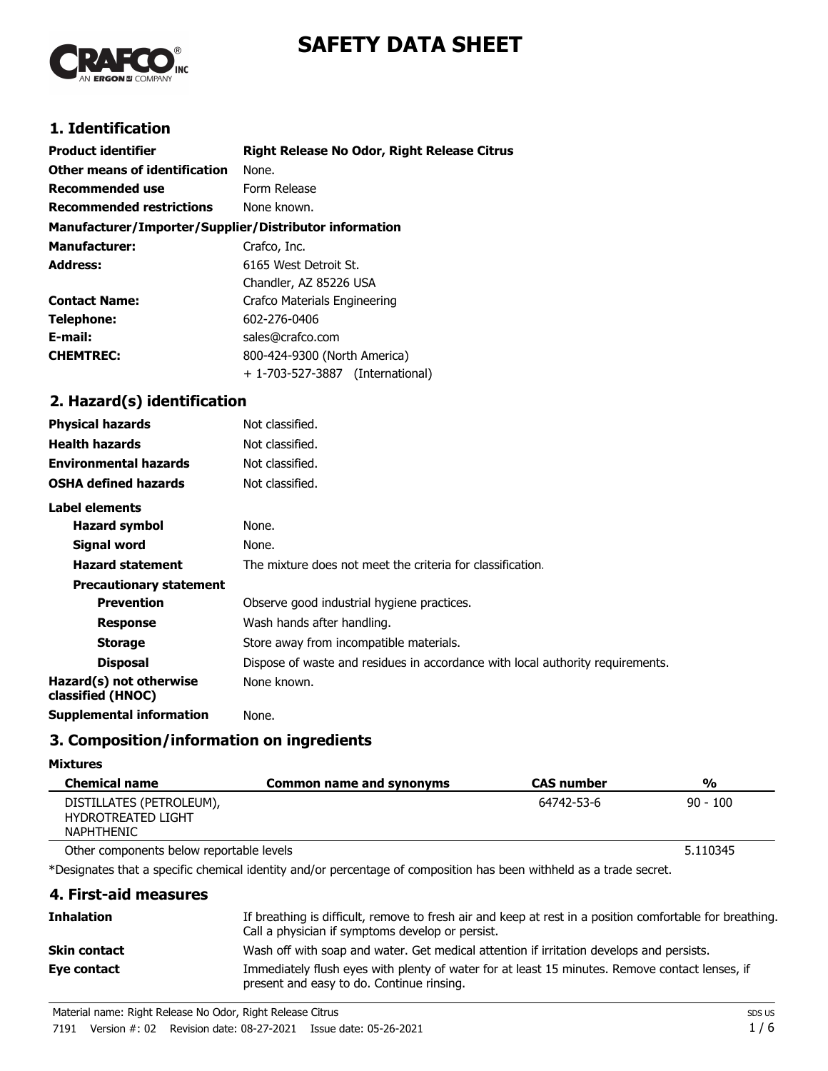# SAFETY DATA SHEET

## 1. Identification

| | |
|---|---|
| **Product identifier** | **Right Release No Odor, Right Release Citrus** |
| **Other means of identification** | None. |
| **Recommended use** | Form Release |
| **Recommended restrictions** | None known. |

**Manufacturer/Importer/Supplier/Distributor information**

| | |
|---|---|
| **Manufacturer:** | Crafco, Inc. |
| **Address:** | 6165 West Detroit St.<br>Chandler, AZ 85226 USA |
| **Contact Name:** | Crafco Materials Engineering |
| **Telephone:** | 602-276-0406 |
| **E-mail:** | sales@crafco.com |
| **CHEMTREC:** | 800-424-9300 (North America)<br>+ 1-703-527-3887 (International) |

## 2. Hazard(s) identification

| | |
|---|---|
| **Physical hazards** | Not classified. |
| **Health hazards** | Not classified. |
| **Environmental hazards** | Not classified. |
| **OSHA defined hazards** | Not classified. |

**Label elements**

| | |
|---|---|
| **Hazard symbol** | None. |
| **Signal word** | None. |
| **Hazard statement** | The mixture does not meet the criteria for classification. |

**Precautionary statement**

| | |
|---|---|
| **Prevention** | Observe good industrial hygiene practices. |
| **Response** | Wash hands after handling. |
| **Storage** | Store away from incompatible materials. |
| **Disposal** | Dispose of waste and residues in accordance with local authority requirements. |
| **Hazard(s) not otherwise classified (HNOC)** | None known. |
| **Supplemental information** | None. |

## 3. Composition/information on ingredients

**Mixtures**

| Chemical name | Common name and synonyms | CAS number | % |
|---|---|---|---|
| DISTILLATES (PETROLEUM), HYDROTREATED LIGHT NAPHTHENIC | | 64742-53-6 | 90 - 100 |
| Other components below reportable levels | | | 5.110345 |

*Designates that a specific chemical identity and/or percentage of composition has been withheld as a trade secret.

## 4. First-aid measures

| | |
|---|---|
| **Inhalation** | If breathing is difficult, remove to fresh air and keep at rest in a position comfortable for breathing. Call a physician if symptoms develop or persist. |
| **Skin contact** | Wash off with soap and water. Get medical attention if irritation develops and persists. |
| **Eye contact** | Immediately flush eyes with plenty of water for at least 15 minutes. Remove contact lenses, if present and easy to do. Continue rinsing. |

Material name: Right Release No Odor, Right Release Citrus
7191 Version #: 02 Revision date: 08-27-2021 Issue date: 05-26-2021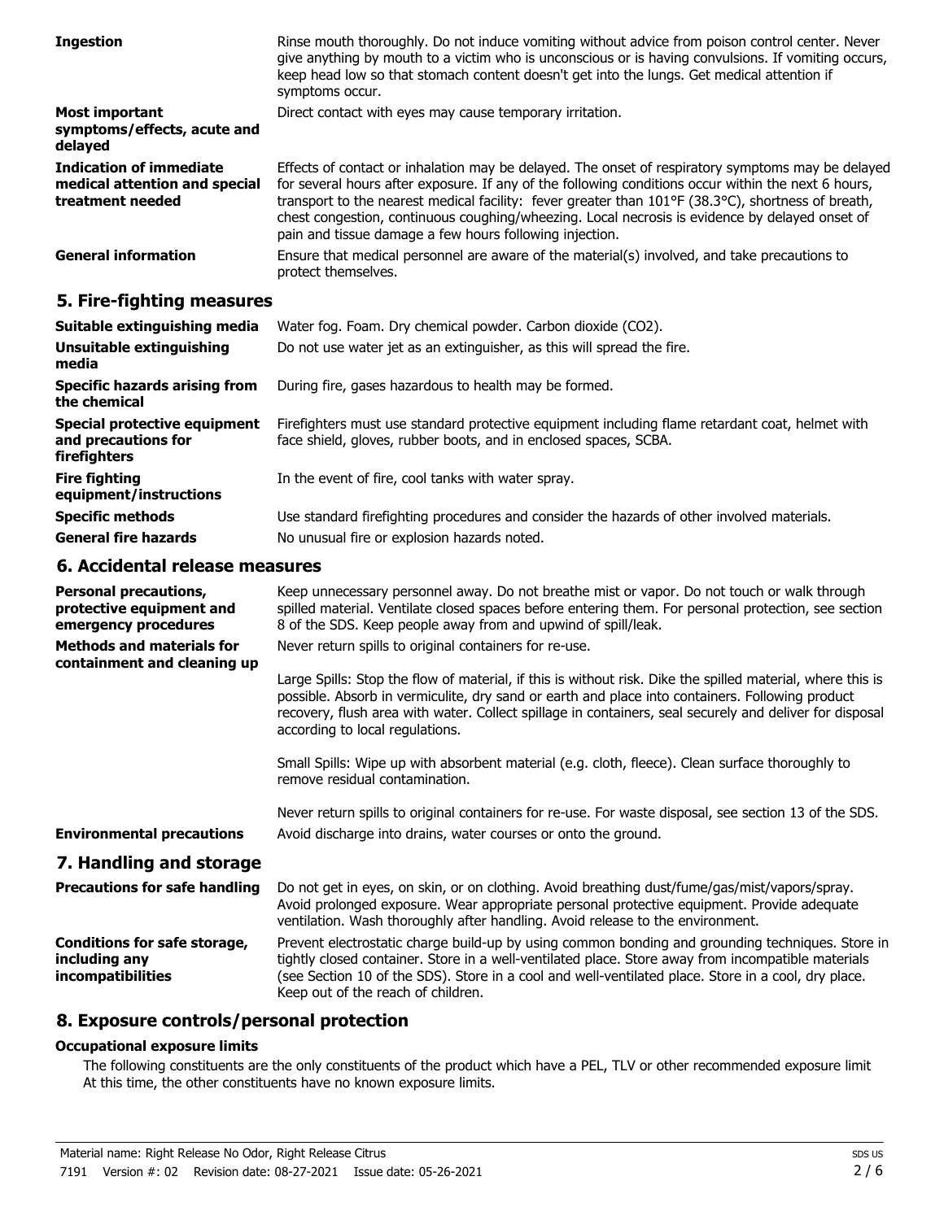| | |
|---|---|
| **Ingestion** | Rinse mouth thoroughly. Do not induce vomiting without advice from poison control center. Never give anything by mouth to a victim who is unconscious or is having convulsions. If vomiting occurs, keep head low so that stomach content doesn't get into the lungs. Get medical attention if symptoms occur. |
| **Most important symptoms/effects, acute and delayed** | Direct contact with eyes may cause temporary irritation. |
| **Indication of immediate medical attention and special treatment needed** | Effects of contact or inhalation may be delayed. The onset of respiratory symptoms may be delayed for several hours after exposure. If any of the following conditions occur within the next 6 hours, transport to the nearest medical facility: fever greater than 101°F (38.3°C), shortness of breath, chest congestion, continuous coughing/wheezing. Local necrosis is evidence by delayed onset of pain and tissue damage a few hours following injection. |
| **General information** | Ensure that medical personnel are aware of the material(s) involved, and take precautions to protect themselves. |

## 5. Fire-fighting measures

| | |
|---|---|
| **Suitable extinguishing media** | Water fog. Foam. Dry chemical powder. Carbon dioxide ($CO_2$). |
| **Unsuitable extinguishing media** | Do not use water jet as an extinguisher, as this will spread the fire. |
| **Specific hazards arising from the chemical** | During fire, gases hazardous to health may be formed. |
| **Special protective equipment and precautions for firefighters** | Firefighters must use standard protective equipment including flame retardant coat, helmet with face shield, gloves, rubber boots, and in enclosed spaces, SCBA. |
| **Fire fighting equipment/instructions** | In the event of fire, cool tanks with water spray. |
| **Specific methods** | Use standard firefighting procedures and consider the hazards of other involved materials. |
| **General fire hazards** | No unusual fire or explosion hazards noted. |

## 6. Accidental release measures

| | |
|---|---|
| **Personal precautions, protective equipment and emergency procedures** | Keep unnecessary personnel away. Do not breathe mist or vapor. Do not touch or walk through spilled material. Ventilate closed spaces before entering them. For personal protection, see section 8 of the SDS. Keep people away from and upwind of spill/leak. |
| **Methods and materials for containment and cleaning up** | Never return spills to original containers for re-use.<br><br>Large Spills: Stop the flow of material, if this is without risk. Dike the spilled material, where this is possible. Absorb in vermiculite, dry sand or earth and place into containers. Following product recovery, flush area with water. Collect spillage in containers, seal securely and deliver for disposal according to local regulations.<br><br>Small Spills: Wipe up with absorbent material (e.g. cloth, fleece). Clean surface thoroughly to remove residual contamination.<br><br>Never return spills to original containers for re-use. For waste disposal, see section 13 of the SDS. |
| **Environmental precautions** | Avoid discharge into drains, water courses or onto the ground. |

## 7. Handling and storage

| | |
|---|---|
| **Precautions for safe handling** | Do not get in eyes, on skin, or on clothing. Avoid breathing dust/fume/gas/mist/vapors/spray. Avoid prolonged exposure. Wear appropriate personal protective equipment. Provide adequate ventilation. Wash thoroughly after handling. Avoid release to the environment. |
| **Conditions for safe storage, including any incompatibilities** | Prevent electrostatic charge build-up by using common bonding and grounding techniques. Store in tightly closed container. Store in a well-ventilated place. Store away from incompatible materials (see Section 10 of the SDS). Store in a cool and well-ventilated place. Store in a cool, dry place. Keep out of the reach of children. |

## 8. Exposure controls/personal protection

### Occupational exposure limits

The following constituents are the only constituents of the product which have a PEL, TLV or other recommended exposure limit At this time, the other constituents have no known exposure limits.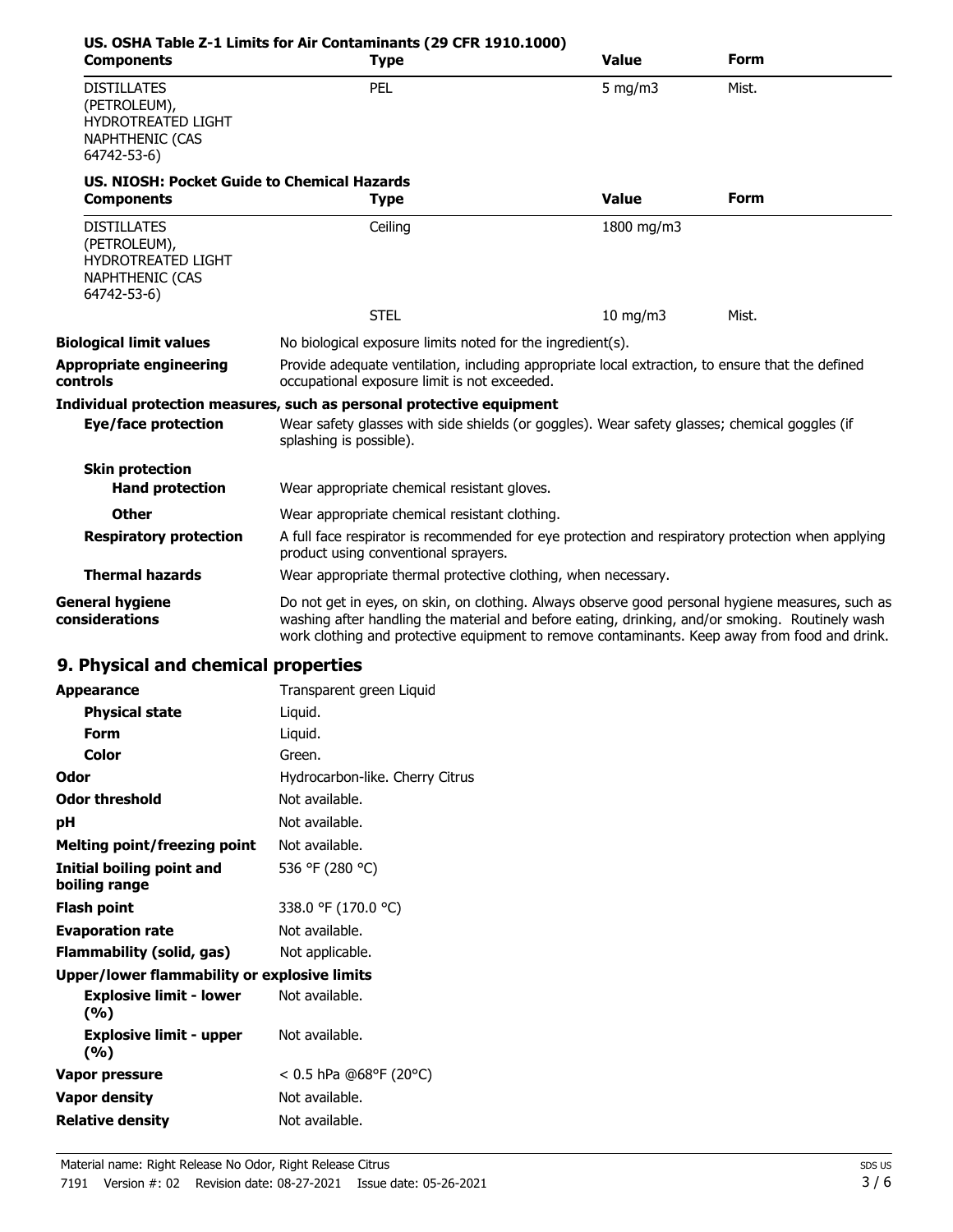**US. OSHA Table Z-1 Limits for Air Contaminants (29 CFR 1910.1000)**

| Components | Type | Value | Form |
|---|---|---|---|
| DISTILLATES (PETROLEUM), HYDROTREATED LIGHT NAPHTHENIC (CAS 64742-53-6) | PEL | 5 mg/m3 | Mist. |

**US. NIOSH: Pocket Guide to Chemical Hazards**

| Components | Type | Value | Form |
|---|---|---|---|
| DISTILLATES (PETROLEUM), HYDROTREATED LIGHT NAPHTHENIC (CAS 64742-53-6) | Ceiling | 1800 mg/m3 | |
| | STEL | 10 mg/m3 | Mist. |

**Biological limit values** No biological exposure limits noted for the ingredient(s).

**Appropriate engineering controls** Provide adequate ventilation, including appropriate local extraction, to ensure that the defined occupational exposure limit is not exceeded.

**Individual protection measures, such as personal protective equipment**

**Eye/face protection** Wear safety glasses with side shields (or goggles). Wear safety glasses; chemical goggles (if splashing is possible).

**Skin protection**

**Hand protection** Wear appropriate chemical resistant gloves.

**Other** Wear appropriate chemical resistant clothing.

**Respiratory protection** A full face respirator is recommended for eye protection and respiratory protection when applying product using conventional sprayers.

**Thermal hazards** Wear appropriate thermal protective clothing, when necessary.

**General hygiene considerations** Do not get in eyes, on skin, on clothing. Always observe good personal hygiene measures, such as washing after handling the material and before eating, drinking, and/or smoking. Routinely wash work clothing and protective equipment to remove contaminants. Keep away from food and drink.

## 9. Physical and chemical properties

| | |
|---|---|
| **Appearance** | Transparent green Liquid |
| **Physical state** | Liquid. |
| **Form** | Liquid. |
| **Color** | Green. |
| **Odor** | Hydrocarbon-like. Cherry Citrus |
| **Odor threshold** | Not available. |
| **pH** | Not available. |
| **Melting point/freezing point** | Not available. |
| **Initial boiling point and boiling range** | 536 °F (280 °C) |
| **Flash point** | 338.0 °F (170.0 °C) |
| **Evaporation rate** | Not available. |
| **Flammability (solid, gas)** | Not applicable. |
| **Upper/lower flammability or explosive limits** | |
| **Explosive limit - lower (%)** | Not available. |
| **Explosive limit - upper (%)** | Not available. |
| **Vapor pressure** | < 0.5 hPa @68°F (20°C) |
| **Vapor density** | Not available. |
| **Relative density** | Not available. |

Material name: Right Release No Odor, Right Release Citrus
7191 Version #: 02 Revision date: 08-27-2021 Issue date: 05-26-2021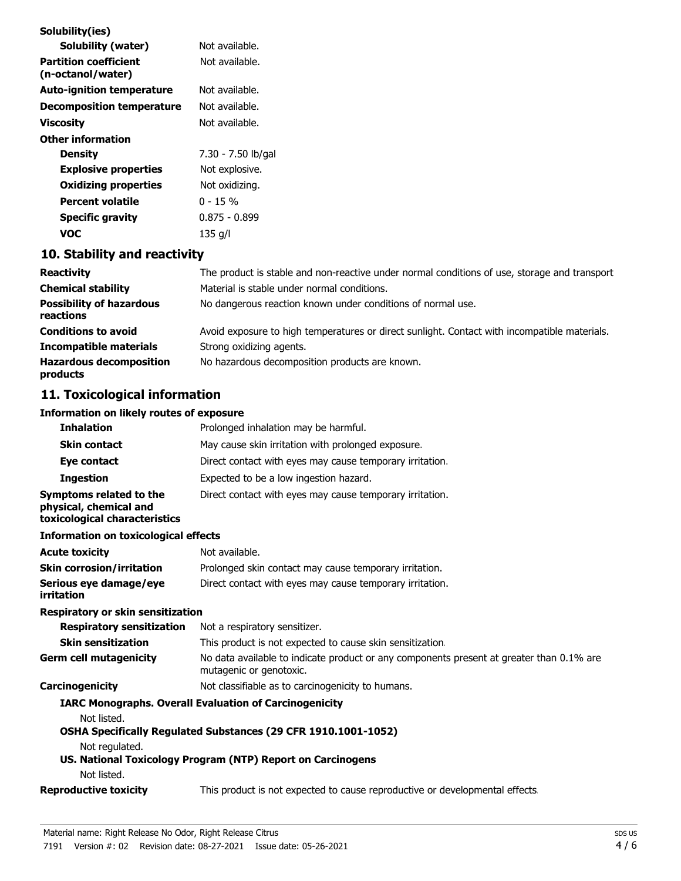| | |
|---|---|
| **Solubility(ies)** | |
| **Solubility (water)** | Not available. |
| **Partition coefficient (n-octanol/water)** | Not available. |
| **Auto-ignition temperature** | Not available. |
| **Decomposition temperature** | Not available. |
| **Viscosity** | Not available. |
| **Other information** | |
| **Density** | 7.30 - 7.50 lb/gal |
| **Explosive properties** | Not explosive. |
| **Oxidizing properties** | Not oxidizing. |
| **Percent volatile** | 0 - 15 % |
| **Specific gravity** | 0.875 - 0.899 |
| **VOC** | 135 g/l |

## 10. Stability and reactivity

| | |
|---|---|
| **Reactivity** | The product is stable and non-reactive under normal conditions of use, storage and transport |
| **Chemical stability** | Material is stable under normal conditions. |
| **Possibility of hazardous reactions** | No dangerous reaction known under conditions of normal use. |
| **Conditions to avoid** | Avoid exposure to high temperatures or direct sunlight. Contact with incompatible materials. |
| **Incompatible materials** | Strong oxidizing agents. |
| **Hazardous decomposition products** | No hazardous decomposition products are known. |

## 11. Toxicological information

**Information on likely routes of exposure**

| | |
|---|---|
| **Inhalation** | Prolonged inhalation may be harmful. |
| **Skin contact** | May cause skin irritation with prolonged exposure. |
| **Eye contact** | Direct contact with eyes may cause temporary irritation. |
| **Ingestion** | Expected to be a low ingestion hazard. |
| **Symptoms related to the physical, chemical and toxicological characteristics** | Direct contact with eyes may cause temporary irritation. |

**Information on toxicological effects**

| | |
|---|---|
| **Acute toxicity** | Not available. |
| **Skin corrosion/irritation** | Prolonged skin contact may cause temporary irritation. |
| **Serious eye damage/eye irritation** | Direct contact with eyes may cause temporary irritation. |

**Respiratory or skin sensitization**

| | |
|---|---|
| **Respiratory sensitization** | Not a respiratory sensitizer. |
| **Skin sensitization** | This product is not expected to cause skin sensitization. |
| **Germ cell mutagenicity** | No data available to indicate product or any components present at greater than 0.1% are mutagenic or genotoxic. |
| **Carcinogenicity** | Not classifiable as to carcinogenicity to humans. |

**IARC Monographs. Overall Evaluation of Carcinogenicity**

Not listed.

**OSHA Specifically Regulated Substances (29 CFR 1910.1001-1052)**

Not regulated.

**US. National Toxicology Program (NTP) Report on Carcinogens**

Not listed.

| | |
|---|---|
| **Reproductive toxicity** | This product is not expected to cause reproductive or developmental effects. |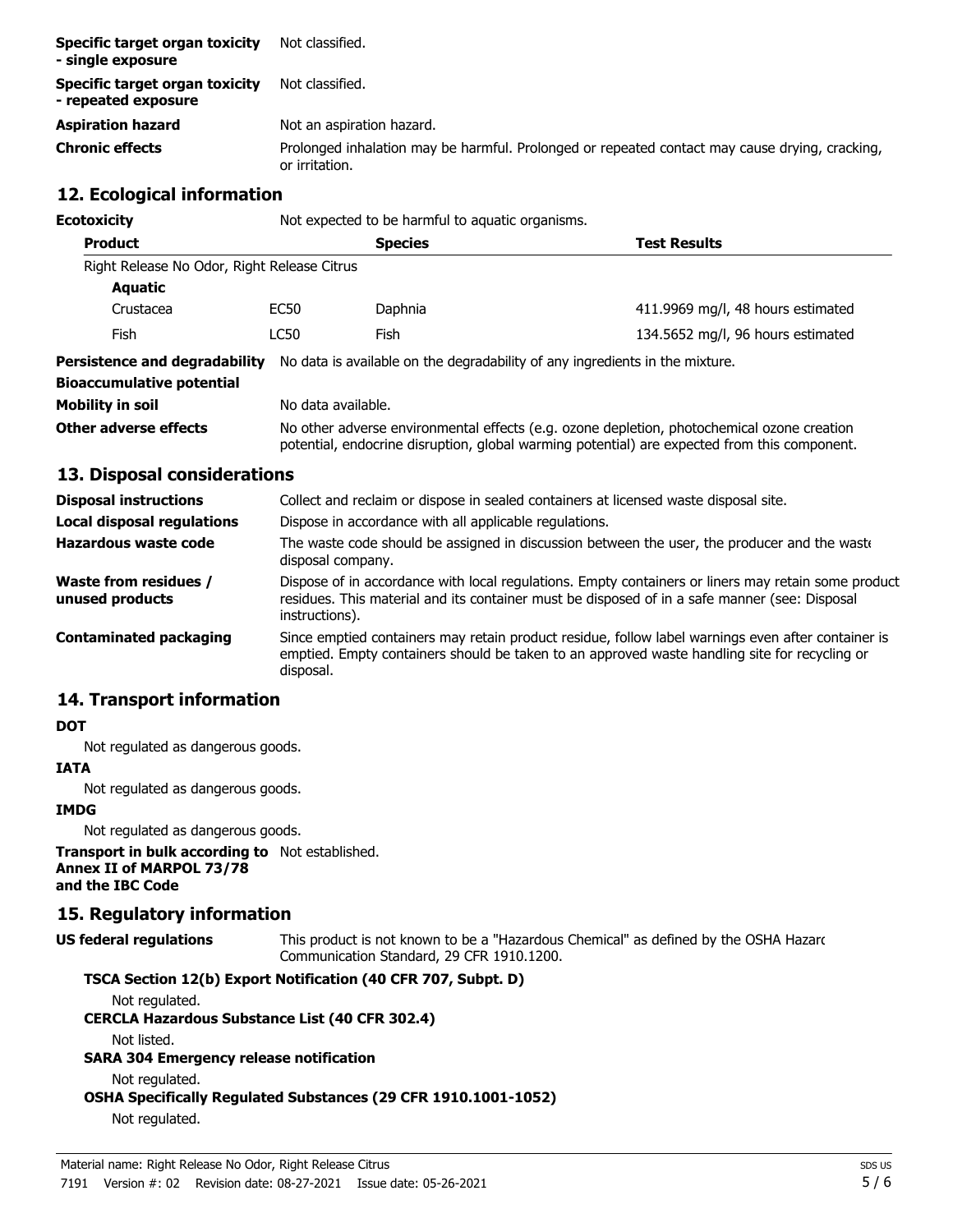| | |
|---|---|
| **Specific target organ toxicity - single exposure** | Not classified. |
| **Specific target organ toxicity - repeated exposure** | Not classified. |
| **Aspiration hazard** | Not an aspiration hazard. |
| **Chronic effects** | Prolonged inhalation may be harmful. Prolonged or repeated contact may cause drying, cracking, or irritation. |

## 12. Ecological information

**Ecotoxicity** Not expected to be harmful to aquatic organisms.

| Product | | Species | Test Results |
|---|---|---|---|
| Right Release No Odor, Right Release Citrus | | | |
| **Aquatic** | | | |
| Crustacea | EC50 | Daphnia | 411.9969 mg/l, 48 hours estimated |
| Fish | LC50 | Fish | 134.5652 mg/l, 96 hours estimated |

| | |
|---|---|
| **Persistence and degradability** | No data is available on the degradability of any ingredients in the mixture. |
| **Bioaccumulative potential** | |
| **Mobility in soil** | No data available. |
| **Other adverse effects** | No other adverse environmental effects (e.g. ozone depletion, photochemical ozone creation potential, endocrine disruption, global warming potential) are expected from this component. |

## 13. Disposal considerations

| | |
|---|---|
| **Disposal instructions** | Collect and reclaim or dispose in sealed containers at licensed waste disposal site. |
| **Local disposal regulations** | Dispose in accordance with all applicable regulations. |
| **Hazardous waste code** | The waste code should be assigned in discussion between the user, the producer and the waste disposal company. |
| **Waste from residues / unused products** | Dispose of in accordance with local regulations. Empty containers or liners may retain some product residues. This material and its container must be disposed of in a safe manner (see: Disposal instructions). |
| **Contaminated packaging** | Since emptied containers may retain product residue, follow label warnings even after container is emptied. Empty containers should be taken to an approved waste handling site for recycling or disposal. |

## 14. Transport information

**DOT**

Not regulated as dangerous goods.

**IATA**

Not regulated as dangerous goods.

**IMDG**

Not regulated as dangerous goods.

**Transport in bulk according to Annex II of MARPOL 73/78 and the IBC Code** Not established.

## 15. Regulatory information

**US federal regulations** This product is not known to be a "Hazardous Chemical" as defined by the OSHA Hazard Communication Standard, 29 CFR 1910.1200.

**TSCA Section 12(b) Export Notification (40 CFR 707, Subpt. D)**

Not regulated.

**CERCLA Hazardous Substance List (40 CFR 302.4)**

Not listed.

**SARA 304 Emergency release notification**

Not regulated.

**OSHA Specifically Regulated Substances (29 CFR 1910.1001-1052)**

Not regulated.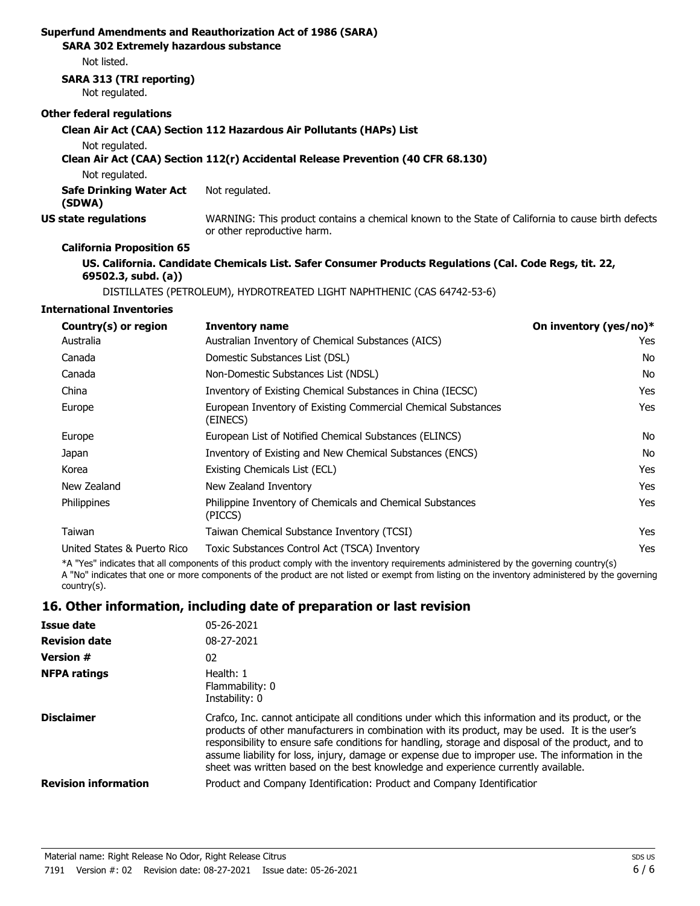**Superfund Amendments and Reauthorization Act of 1986 (SARA)**

**SARA 302 Extremely hazardous substance**

Not listed.

**SARA 313 (TRI reporting)**

Not regulated.

**Other federal regulations**

**Clean Air Act (CAA) Section 112 Hazardous Air Pollutants (HAPs) List**

Not regulated.

**Clean Air Act (CAA) Section 112(r) Accidental Release Prevention (40 CFR 68.130)**

Not regulated.

**Safe Drinking Water Act (SDWA)** Not regulated.

**US state regulations** WARNING: This product contains a chemical known to the State of California to cause birth defects or other reproductive harm.

**California Proposition 65**

**US. California. Candidate Chemicals List. Safer Consumer Products Regulations (Cal. Code Regs, tit. 22, 69502.3, subd. (a))**

DISTILLATES (PETROLEUM), HYDROTREATED LIGHT NAPHTHENIC (CAS 64742-53-6)

**International Inventories**

| Country(s) or region | Inventory name | On inventory (yes/no)* |
|---|---|---|
| Australia | Australian Inventory of Chemical Substances (AICS) | Yes |
| Canada | Domestic Substances List (DSL) | No |
| Canada | Non-Domestic Substances List (NDSL) | No |
| China | Inventory of Existing Chemical Substances in China (IECSC) | Yes |
| Europe | European Inventory of Existing Commercial Chemical Substances (EINECS) | Yes |
| Europe | European List of Notified Chemical Substances (ELINCS) | No |
| Japan | Inventory of Existing and New Chemical Substances (ENCS) | No |
| Korea | Existing Chemicals List (ECL) | Yes |
| New Zealand | New Zealand Inventory | Yes |
| Philippines | Philippine Inventory of Chemicals and Chemical Substances (PICCS) | Yes |
| Taiwan | Taiwan Chemical Substance Inventory (TCSI) | Yes |
| United States & Puerto Rico | Toxic Substances Control Act (TSCA) Inventory | Yes |

*A "Yes" indicates that all components of this product comply with the inventory requirements administered by the governing country(s)
A "No" indicates that one or more components of the product are not listed or exempt from listing on the inventory administered by the governing country(s).

## 16. Other information, including date of preparation or last revision

**Issue date** 05-26-2021

**Revision date** 08-27-2021

**Version #** 02

**NFPA ratings** Health: 1
Flammability: 0
Instability: 0

**Disclaimer** Crafco, Inc. cannot anticipate all conditions under which this information and its product, or the products of other manufacturers in combination with its product, may be used. It is the user's responsibility to ensure safe conditions for handling, storage and disposal of the product, and to assume liability for loss, injury, damage or expense due to improper use. The information in the sheet was written based on the best knowledge and experience currently available.

**Revision information** Product and Company Identification: Product and Company Identificatior